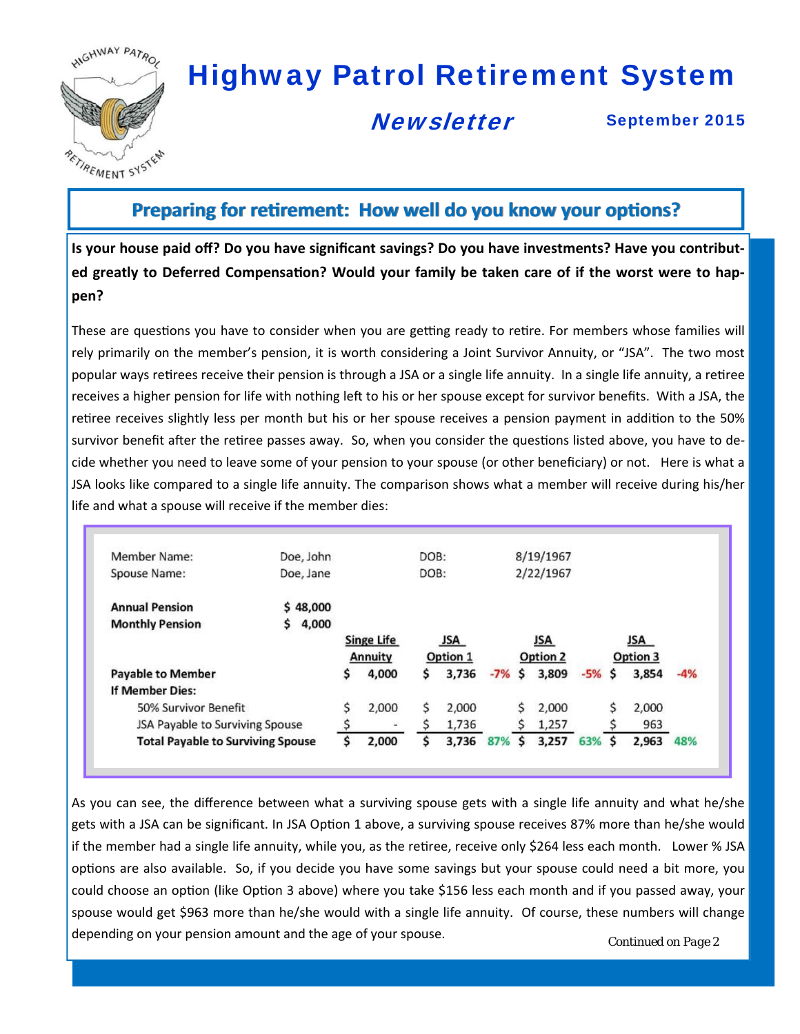# Highway Patrol Retirement System

## Newsletter

September 2015

## Preparing for retirement: How well do you know your options?

**Is your house paid off? Do you have significant savings? Do you have investments? Have you contributed greatly to Deferred Compensation? Would your family be taken care of if the worst were to happen?**

These are questions you have to consider when you are getting ready to retire. For members whose families will rely primarily on the member's pension, it is worth considering a Joint Survivor Annuity, or "JSA". The two most popular ways retirees receive their pension is through a JSA or a single life annuity. In a single life annuity, a retiree receives a higher pension for life with nothing left to his or her spouse except for survivor benefits. With a JSA, the retiree receives slightly less per month but his or her spouse receives a pension payment in addition to the 50% survivor benefit after the retiree passes away. So, when you consider the questions listed above, you have to decide whether you need to leave some of your pension to your spouse (or other beneficiary) or not. Here is what a JSA looks like compared to a single life annuity. The comparison shows what a member will receive during his/her life and what a spouse will receive if the member dies:

| | | | | | | |
|---|---|---|---|---|---|---|
| Member Name: | Doe, John | | DOB: | 8/19/1967 | | |
| Spouse Name: | Doe, Jane | | DOB: | 2/22/1967 | | |
| **Annual Pension** | **$ 48,000** | | | | | |
| **Monthly Pension** | **$ 4,000** | | | | | |

| | Singe Life Annuity | JSA Option 1 | | JSA Option 2 | | JSA Option 3 | |
|---|---|---|---|---|---|---|---|
| **Payable to Member** | $ 4,000 | $ 3,736 | -7% | $ 3,809 | -5% | $ 3,854 | -4% |
| **If Member Dies:** | | | | | | | |
| 50% Survivor Benefit | $ 2,000 | $ 2,000 | | $ 2,000 | | $ 2,000 | |
| JSA Payable to Surviving Spouse | $ - | $ 1,736 | | $ 1,257 | | $ 963 | |
| **Total Payable to Surviving Spouse** | **$ 2,000** | **$ 3,736** | **87%** | **$ 3,257** | **63%** | **$ 2,963** | **48%** |

As you can see, the difference between what a surviving spouse gets with a single life annuity and what he/she gets with a JSA can be significant. In JSA Option 1 above, a surviving spouse receives 87% more than he/she would if the member had a single life annuity, while you, as the retiree, receive only $264 less each month. Lower % JSA options are also available. So, if you decide you have some savings but your spouse could need a bit more, you could choose an option (like Option 3 above) where you take $156 less each month and if you passed away, your spouse would get $963 more than he/she would with a single life annuity. Of course, these numbers will change depending on your pension amount and the age of your spouse.

*Continued on Page 2*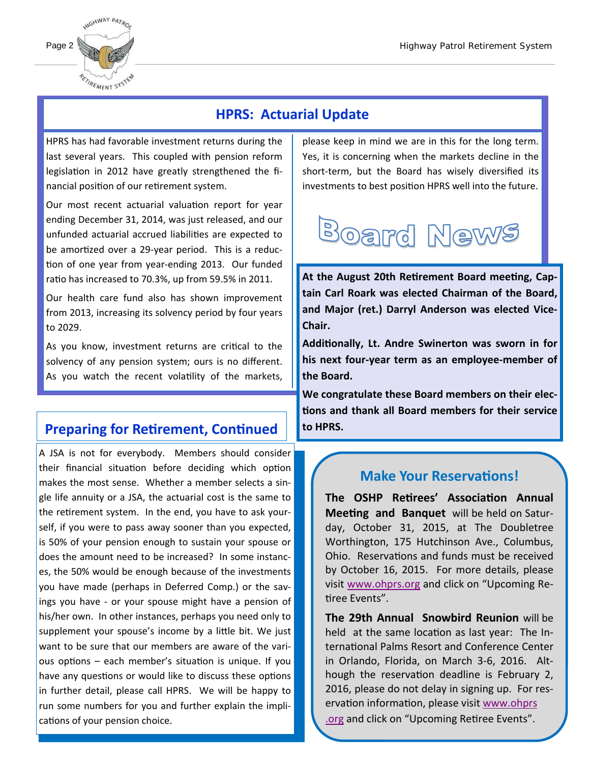## HPRS: Actuarial Update

HPRS has had favorable investment returns during the last several years. This coupled with pension reform legislation in 2012 have greatly strengthened the financial position of our retirement system.

Our most recent actuarial valuation report for year ending December 31, 2014, was just released, and our unfunded actuarial accrued liabilities are expected to be amortized over a 29-year period. This is a reduction of one year from year-ending 2013. Our funded ratio has increased to 70.3%, up from 59.5% in 2011.

Our health care fund also has shown improvement from 2013, increasing its solvency period by four years to 2029.

As you know, investment returns are critical to the solvency of any pension system; ours is no different. As you watch the recent volatility of the markets, please keep in mind we are in this for the long term. Yes, it is concerning when the markets decline in the short-term, but the Board has wisely diversified its investments to best position HPRS well into the future.

## Preparing for Retirement, Continued

A JSA is not for everybody. Members should consider their financial situation before deciding which option makes the most sense. Whether a member selects a single life annuity or a JSA, the actuarial cost is the same to the retirement system. In the end, you have to ask yourself, if you were to pass away sooner than you expected, is 50% of your pension enough to sustain your spouse or does the amount need to be increased? In some instances, the 50% would be enough because of the investments you have made (perhaps in Deferred Comp.) or the savings you have - or your spouse might have a pension of his/her own. In other instances, perhaps you need only to supplement your spouse's income by a little bit. We just want to be sure that our members are aware of the various options – each member's situation is unique. If you have any questions or would like to discuss these options in further detail, please call HPRS. We will be happy to run some numbers for you and further explain the implications of your pension choice.

## Board News

**At the August 20th Retirement Board meeting, Captain Carl Roark was elected Chairman of the Board, and Major (ret.) Darryl Anderson was elected Vice-Chair.**

**Additionally, Lt. Andre Swinerton was sworn in for his next four-year term as an employee-member of the Board.**

**We congratulate these Board members on their elections and thank all Board members for their service to HPRS.**

### Make Your Reservations!

**The OSHP Retirees' Association Annual Meeting and Banquet** will be held on Saturday, October 31, 2015, at The Doubletree Worthington, 175 Hutchinson Ave., Columbus, Ohio. Reservations and funds must be received by October 16, 2015. For more details, please visit www.ohprs.org and click on "Upcoming Retiree Events".

**The 29th Annual Snowbird Reunion** will be held at the same location as last year: The International Palms Resort and Conference Center in Orlando, Florida, on March 3-6, 2016. Although the reservation deadline is February 2, 2016, please do not delay in signing up. For reservation information, please visit www.ohprs.org and click on "Upcoming Retiree Events".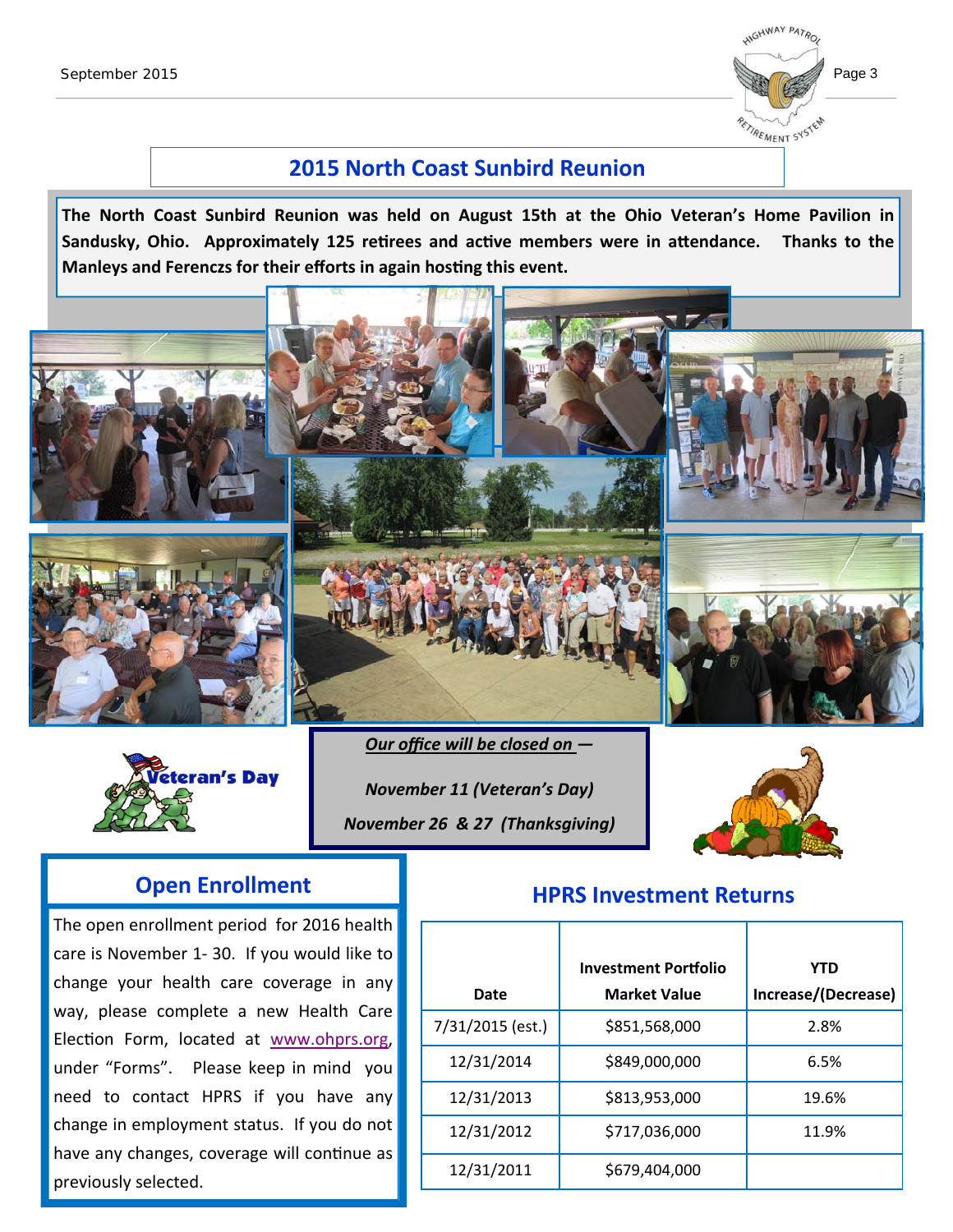## 2015 North Coast Sunbird Reunion

**The North Coast Sunbird Reunion was held on August 15th at the Ohio Veteran's Home Pavilion in Sandusky, Ohio. Approximately 125 retirees and active members were in attendance. Thanks to the Manleys and Ferenczs for their efforts in again hosting this event.**

***Our office will be closed on —***

***November 11 (Veteran's Day)***

***November 26 & 27 (Thanksgiving)***

## Open Enrollment

The open enrollment period for 2016 health care is November 1- 30. If you would like to change your health care coverage in any way, please complete a new Health Care Election Form, located at www.ohprs.org, under "Forms". Please keep in mind you need to contact HPRS if you have any change in employment status. If you do not have any changes, coverage will continue as previously selected.

## HPRS Investment Returns

| Date | Investment Portfolio Market Value | YTD Increase/(Decrease) |
|---|---|---|
| 7/31/2015 (est.) | $851,568,000 | 2.8% |
| 12/31/2014 | $849,000,000 | 6.5% |
| 12/31/2013 | $813,953,000 | 19.6% |
| 12/31/2012 | $717,036,000 | 11.9% |
| 12/31/2011 | $679,404,000 | |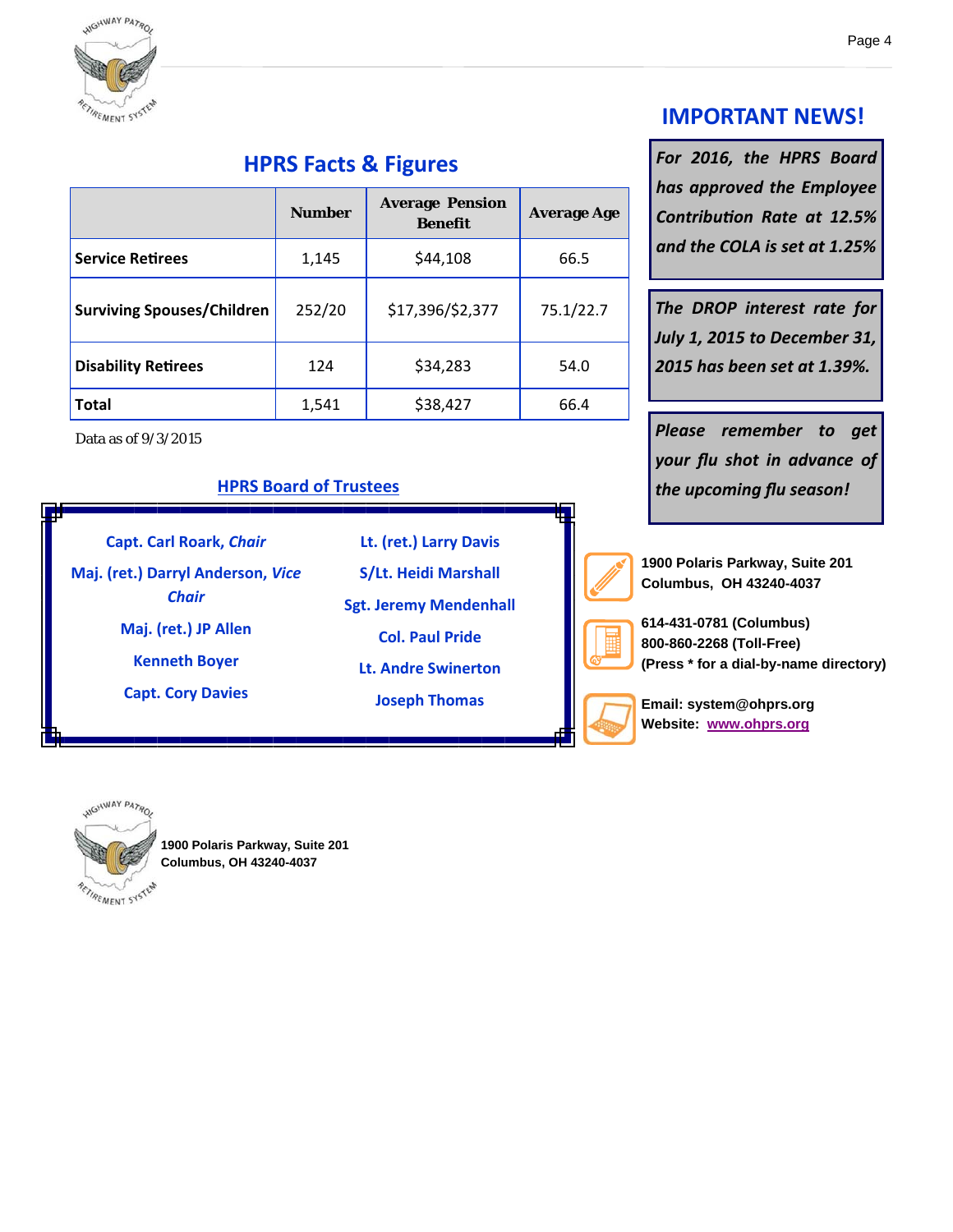## HPRS Facts & Figures

| | Number | Average Pension Benefit | Average Age |
|---|---|---|---|
| **Service Retirees** | 1,145 | $44,108 | 66.5 |
| **Surviving Spouses/Children** | 252/20 | $17,396/$2,377 | 75.1/22.7 |
| **Disability Retirees** | 124 | $34,283 | 54.0 |
| **Total** | 1,541 | $38,427 | 66.4 |

Data as of 9/3/2015

## HPRS Board of Trustees

Capt. Carl Roark, *Chair*

Maj. (ret.) Darryl Anderson, *Vice Chair*

Maj. (ret.) JP Allen

Kenneth Boyer

Capt. Cory Davies

Lt. (ret.) Larry Davis

S/Lt. Heidi Marshall

Sgt. Jeremy Mendenhall

Col. Paul Pride

Lt. Andre Swinerton

Joseph Thomas

## IMPORTANT NEWS!

***For 2016, the HPRS Board has approved the Employee Contribution Rate at 12.5% and the COLA is set at 1.25%***

***The DROP interest rate for July 1, 2015 to December 31, 2015 has been set at 1.39%.***

***Please remember to get your flu shot in advance of the upcoming flu season!***

**1900 Polaris Parkway, Suite 201**
**Columbus, OH 43240-4037**

**614-431-0781 (Columbus)**
**800-860-2268 (Toll-Free)**
**(Press * for a dial-by-name directory)**

**Email: system@ohprs.org**
**Website: www.ohprs.org**

**1900 Polaris Parkway, Suite 201**
**Columbus, OH 43240-4037**